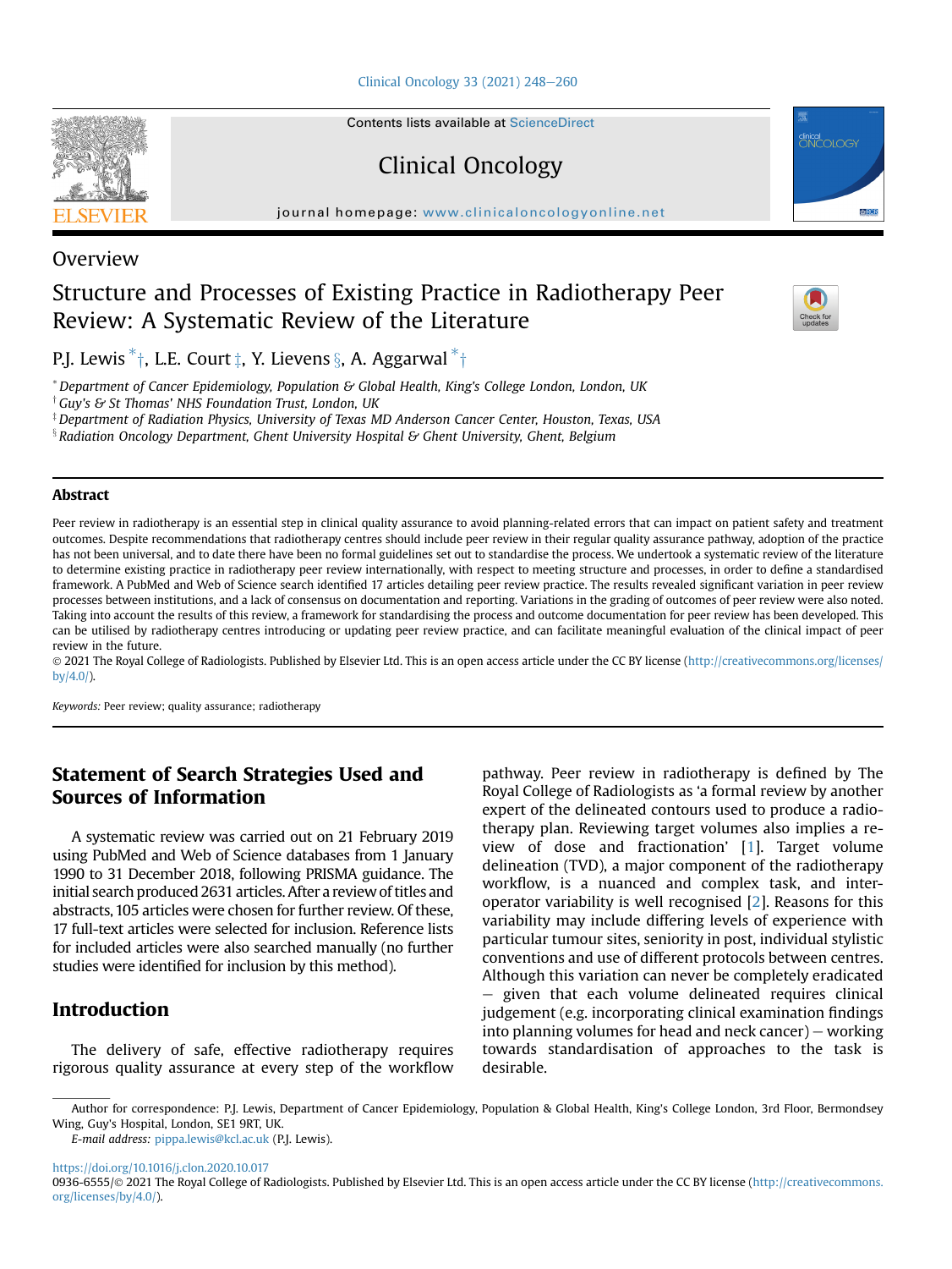Overview

# Structure and Processes of Existing Practice in Radiotherapy Peer Review: A Systematic Review of the Literature

P.J. Lewis [*,†], L.E. Court [‡], Y. Lievens [§], A. Aggarwal [*,†]

[*] Department of Cancer Epidemiology, Population & Global Health, King's College London, London, UK
[†] Guy's & St Thomas' NHS Foundation Trust, London, UK
[‡] Department of Radiation Physics, University of Texas MD Anderson Cancer Center, Houston, Texas, USA
[§] Radiation Oncology Department, Ghent University Hospital & Ghent University, Ghent, Belgium

## Abstract

Peer review in radiotherapy is an essential step in clinical quality assurance to avoid planning-related errors that can impact on patient safety and treatment outcomes. Despite recommendations that radiotherapy centres should include peer review in their regular quality assurance pathway, adoption of the practice has not been universal, and to date there have been no formal guidelines set out to standardise the process. We undertook a systematic review of the literature to determine existing practice in radiotherapy peer review internationally, with respect to meeting structure and processes, in order to define a standardised framework. A PubMed and Web of Science search identified 17 articles detailing peer review practice. The results revealed significant variation in peer review processes between institutions, and a lack of consensus on documentation and reporting. Variations in the grading of outcomes of peer review were also noted. Taking into account the results of this review, a framework for standardising the process and outcome documentation for peer review has been developed. This can be utilised by radiotherapy centres introducing or updating peer review practice, and can facilitate meaningful evaluation of the clinical impact of peer review in the future.

© 2021 The Royal College of Radiologists. Published by Elsevier Ltd. This is an open access article under the CC BY license (http://creativecommons.org/licenses/by/4.0/).

*Keywords:* Peer review; quality assurance; radiotherapy

## Statement of Search Strategies Used and Sources of Information

A systematic review was carried out on 21 February 2019 using PubMed and Web of Science databases from 1 January 1990 to 31 December 2018, following PRISMA guidance. The initial search produced 2631 articles. After a review of titles and abstracts, 105 articles were chosen for further review. Of these, 17 full-text articles were selected for inclusion. Reference lists for included articles were also searched manually (no further studies were identified for inclusion by this method).

## Introduction

The delivery of safe, effective radiotherapy requires rigorous quality assurance at every step of the workflow pathway. Peer review in radiotherapy is defined by The Royal College of Radiologists as 'a formal review by another expert of the delineated contours used to produce a radiotherapy plan. Reviewing target volumes also implies a review of dose and fractionation' [1]. Target volume delineation (TVD), a major component of the radiotherapy workflow, is a nuanced and complex task, and inter-operator variability is well recognised [2]. Reasons for this variability may include differing levels of experience with particular tumour sites, seniority in post, individual stylistic conventions and use of different protocols between centres. Although this variation can never be completely eradicated – given that each volume delineated requires clinical judgement (e.g. incorporating clinical examination findings into planning volumes for head and neck cancer) – working towards standardisation of approaches to the task is desirable.

Author for correspondence: P.J. Lewis, Department of Cancer Epidemiology, Population & Global Health, King's College London, 3rd Floor, Bermondsey Wing, Guy's Hospital, London, SE1 9RT, UK.
*E-mail address:* pippa.lewis@kcl.ac.uk (P.J. Lewis).

https://doi.org/10.1016/j.clon.2020.10.017
0936-6555/© 2021 The Royal College of Radiologists. Published by Elsevier Ltd. This is an open access article under the CC BY license (http://creativecommons.org/licenses/by/4.0/).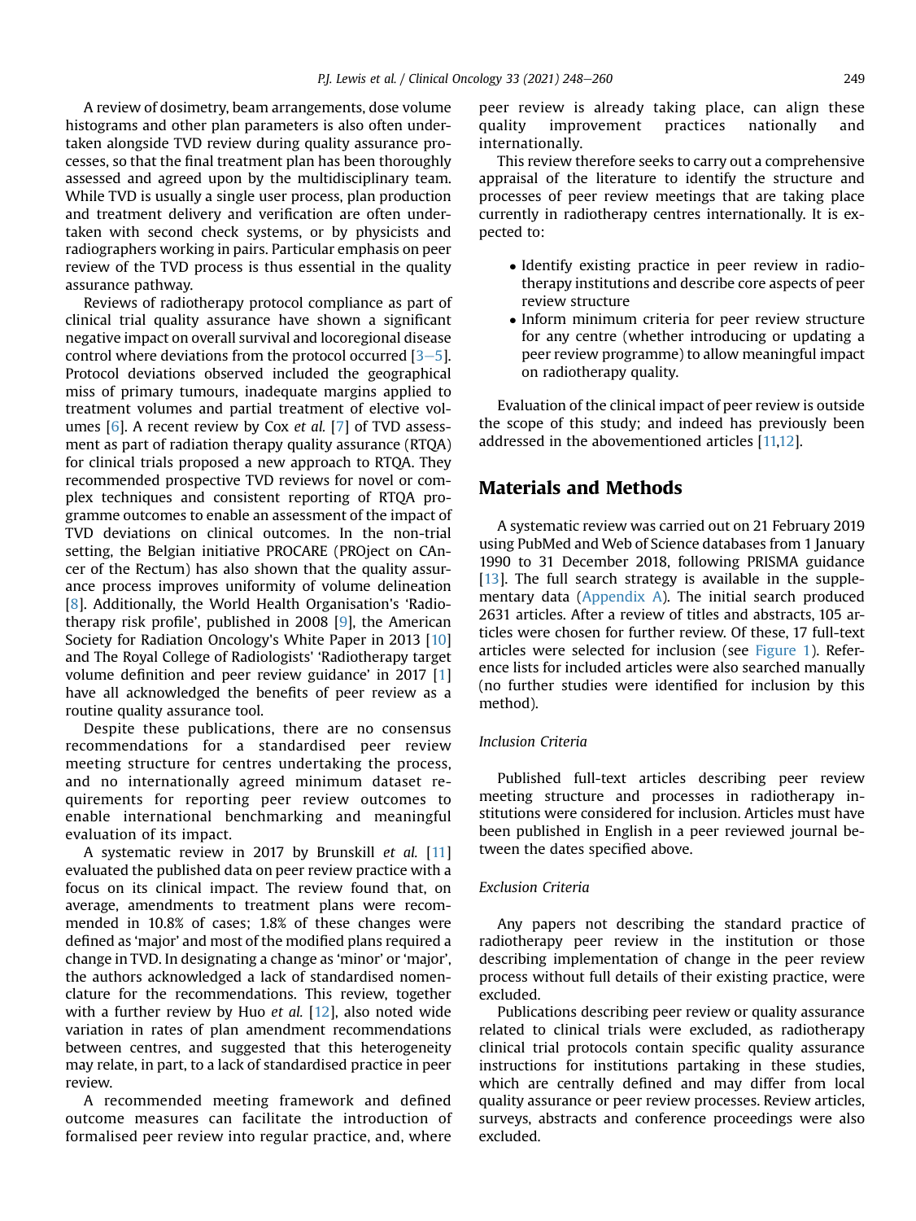A review of dosimetry, beam arrangements, dose volume histograms and other plan parameters is also often undertaken alongside TVD review during quality assurance processes, so that the final treatment plan has been thoroughly assessed and agreed upon by the multidisciplinary team. While TVD is usually a single user process, plan production and treatment delivery and verification are often undertaken with second check systems, or by physicists and radiographers working in pairs. Particular emphasis on peer review of the TVD process is thus essential in the quality assurance pathway.

Reviews of radiotherapy protocol compliance as part of clinical trial quality assurance have shown a significant negative impact on overall survival and locoregional disease control where deviations from the protocol occurred [3–5]. Protocol deviations observed included the geographical miss of primary tumours, inadequate margins applied to treatment volumes and partial treatment of elective volumes [6]. A recent review by Cox *et al.* [7] of TVD assessment as part of radiation therapy quality assurance (RTQA) for clinical trials proposed a new approach to RTQA. They recommended prospective TVD reviews for novel or complex techniques and consistent reporting of RTQA programme outcomes to enable an assessment of the impact of TVD deviations on clinical outcomes. In the non-trial setting, the Belgian initiative PROCARE (PROject on CAncer of the Rectum) has also shown that the quality assurance process improves uniformity of volume delineation [8]. Additionally, the World Health Organisation's 'Radiotherapy risk profile', published in 2008 [9], the American Society for Radiation Oncology's White Paper in 2013 [10] and The Royal College of Radiologists' 'Radiotherapy target volume definition and peer review guidance' in 2017 [1] have all acknowledged the benefits of peer review as a routine quality assurance tool.

Despite these publications, there are no consensus recommendations for a standardised peer review meeting structure for centres undertaking the process, and no internationally agreed minimum dataset requirements for reporting peer review outcomes to enable international benchmarking and meaningful evaluation of its impact.

A systematic review in 2017 by Brunskill *et al.* [11] evaluated the published data on peer review practice with a focus on its clinical impact. The review found that, on average, amendments to treatment plans were recommended in 10.8% of cases; 1.8% of these changes were defined as 'major' and most of the modified plans required a change in TVD. In designating a change as 'minor' or 'major', the authors acknowledged a lack of standardised nomenclature for the recommendations. This review, together with a further review by Huo *et al.* [12], also noted wide variation in rates of plan amendment recommendations between centres, and suggested that this heterogeneity may relate, in part, to a lack of standardised practice in peer review.

A recommended meeting framework and defined outcome measures can facilitate the introduction of formalised peer review into regular practice, and, where peer review is already taking place, can align these quality improvement practices nationally and internationally.

This review therefore seeks to carry out a comprehensive appraisal of the literature to identify the structure and processes of peer review meetings that are taking place currently in radiotherapy centres internationally. It is expected to:

- Identify existing practice in peer review in radiotherapy institutions and describe core aspects of peer review structure
- Inform minimum criteria for peer review structure for any centre (whether introducing or updating a peer review programme) to allow meaningful impact on radiotherapy quality.

Evaluation of the clinical impact of peer review is outside the scope of this study; and indeed has previously been addressed in the abovementioned articles [11,12].

## Materials and Methods

A systematic review was carried out on 21 February 2019 using PubMed and Web of Science databases from 1 January 1990 to 31 December 2018, following PRISMA guidance [13]. The full search strategy is available in the supplementary data (Appendix A). The initial search produced 2631 articles. After a review of titles and abstracts, 105 articles were chosen for further review. Of these, 17 full-text articles were selected for inclusion (see Figure 1). Reference lists for included articles were also searched manually (no further studies were identified for inclusion by this method).

### *Inclusion Criteria*

Published full-text articles describing peer review meeting structure and processes in radiotherapy institutions were considered for inclusion. Articles must have been published in English in a peer reviewed journal between the dates specified above.

### *Exclusion Criteria*

Any papers not describing the standard practice of radiotherapy peer review in the institution or those describing implementation of change in the peer review process without full details of their existing practice, were excluded.

Publications describing peer review or quality assurance related to clinical trials were excluded, as radiotherapy clinical trial protocols contain specific quality assurance instructions for institutions partaking in these studies, which are centrally defined and may differ from local quality assurance or peer review processes. Review articles, surveys, abstracts and conference proceedings were also excluded.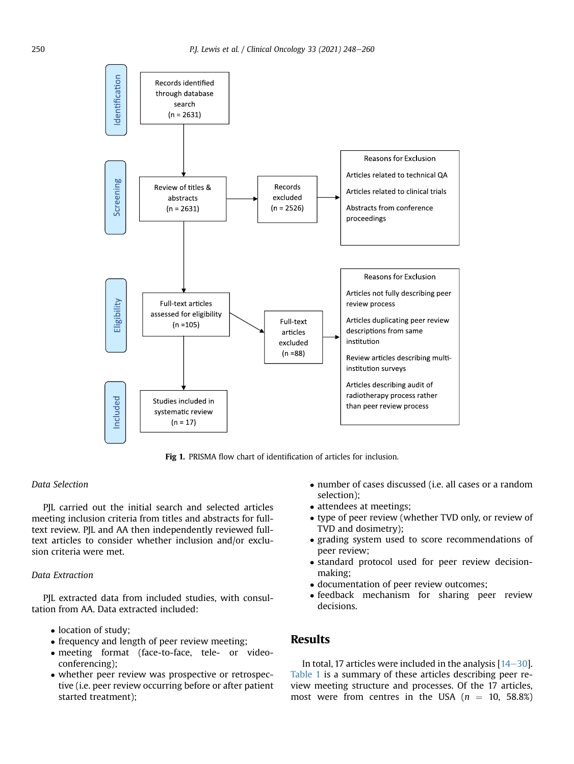Identification

Records identified through database search (n = 2631)

Screening

Review of titles & abstracts (n = 2631)

Records excluded (n = 2526)

Reasons for Exclusion

Articles related to technical QA

Articles related to clinical trials

Abstracts from conference proceedings

Eligibility

Full-text articles assessed for eligibility (n =105)

Full-text articles excluded (n =88)

Reasons for Exclusion

Articles not fully describing peer review process

Articles duplicating peer review descriptions from same institution

Review articles describing multi-institution surveys

Articles describing audit of radiotherapy process rather than peer review process

Included

Studies included in systematic review (n = 17)

**Fig 1.** PRISMA flow chart of identification of articles for inclusion.

*Data Selection*

PJL carried out the initial search and selected articles meeting inclusion criteria from titles and abstracts for full-text review. PJL and AA then independently reviewed full-text articles to consider whether inclusion and/or exclusion criteria were met.

*Data Extraction*

PJL extracted data from included studies, with consultation from AA. Data extracted included:

- location of study;
- frequency and length of peer review meeting;
- meeting format (face-to-face, tele- or video-conferencing);
- whether peer review was prospective or retrospective (i.e. peer review occurring before or after patient started treatment);
- number of cases discussed (i.e. all cases or a random selection);
- attendees at meetings;
- type of peer review (whether TVD only, or review of TVD and dosimetry);
- grading system used to score recommendations of peer review;
- standard protocol used for peer review decision-making;
- documentation of peer review outcomes;
- feedback mechanism for sharing peer review decisions.

## Results

In total, 17 articles were included in the analysis [14–30]. Table 1 is a summary of these articles describing peer review meeting structure and processes. Of the 17 articles, most were from centres in the USA ($n = 10$, 58.8%)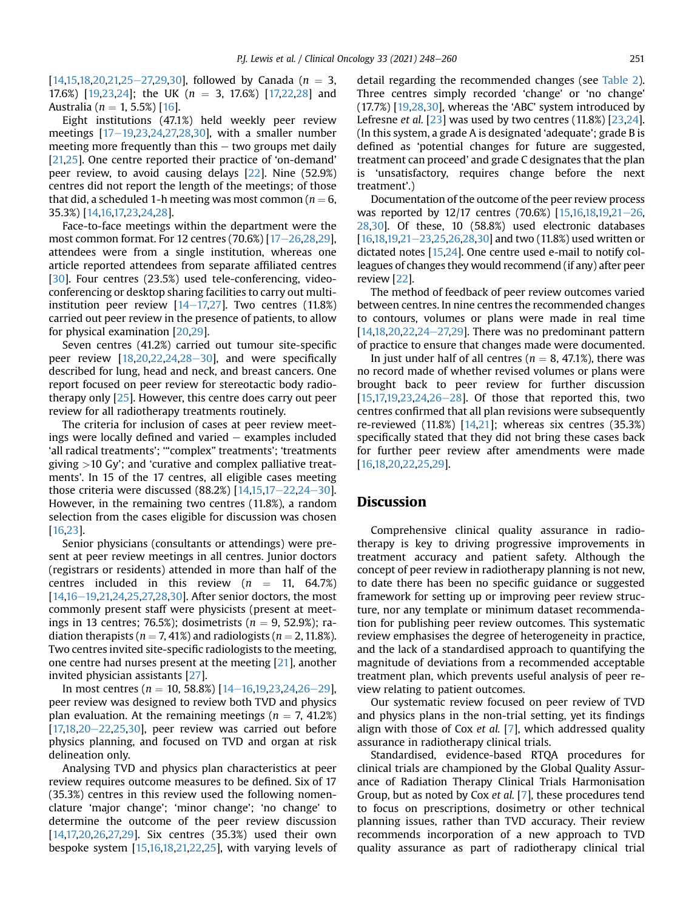[14,15,18,20,21,25–27,29,30], followed by Canada ($n = 3$, 17.6%) [19,23,24]; the UK ($n = 3$, 17.6%) [17,22,28] and Australia ($n = 1$, 5.5%) [16].

Eight institutions (47.1%) held weekly peer review meetings [17–19,23,24,27,28,30], with a smaller number meeting more frequently than this – two groups met daily [21,25]. One centre reported their practice of 'on-demand' peer review, to avoid causing delays [22]. Nine (52.9%) centres did not report the length of the meetings; of those that did, a scheduled 1-h meeting was most common ($n = 6$, 35.3%) [14,16,17,23,24,28].

Face-to-face meetings within the department were the most common format. For 12 centres (70.6%) [17–26,28,29], attendees were from a single institution, whereas one article reported attendees from separate affiliated centres [30]. Four centres (23.5%) used tele-conferencing, video-conferencing or desktop sharing facilities to carry out multi-institution peer review [14–17,27]. Two centres (11.8%) carried out peer review in the presence of patients, to allow for physical examination [20,29].

Seven centres (41.2%) carried out tumour site-specific peer review [18,20,22,24,28–30], and were specifically described for lung, head and neck, and breast cancers. One report focused on peer review for stereotactic body radiotherapy only [25]. However, this centre does carry out peer review for all radiotherapy treatments routinely.

The criteria for inclusion of cases at peer review meetings were locally defined and varied – examples included 'all radical treatments'; '"complex" treatments'; 'treatments giving >10 Gy'; and 'curative and complex palliative treatments'. In 15 of the 17 centres, all eligible cases meeting those criteria were discussed (88.2%) [14,15,17–22,24–30]. However, in the remaining two centres (11.8%), a random selection from the cases eligible for discussion was chosen [16,23].

Senior physicians (consultants or attendings) were present at peer review meetings in all centres. Junior doctors (registrars or residents) attended in more than half of the centres included in this review ($n = 11$, 64.7%) [14,16–19,21,24,25,27,28,30]. After senior doctors, the most commonly present staff were physicists (present at meetings in 13 centres; 76.5%); dosimetrists ($n = 9$, 52.9%); radiation therapists ($n = 7$, 41%) and radiologists ($n = 2$, 11.8%). Two centres invited site-specific radiologists to the meeting, one centre had nurses present at the meeting [21], another invited physician assistants [27].

In most centres ($n = 10$, 58.8%) [14–16,19,23,24,26–29], peer review was designed to review both TVD and physics plan evaluation. At the remaining meetings ($n = 7$, 41.2%) [17,18,20–22,25,30], peer review was carried out before physics planning, and focused on TVD and organ at risk delineation only.

Analysing TVD and physics plan characteristics at peer review requires outcome measures to be defined. Six of 17 (35.3%) centres in this review used the following nomenclature 'major change'; 'minor change'; 'no change' to determine the outcome of the peer review discussion [14,17,20,26,27,29]. Six centres (35.3%) used their own bespoke system [15,16,18,21,22,25], with varying levels of detail regarding the recommended changes (see Table 2). Three centres simply recorded 'change' or 'no change' (17.7%) [19,28,30], whereas the 'ABC' system introduced by Lefresne *et al.* [23] was used by two centres (11.8%) [23,24]. (In this system, a grade A is designated 'adequate'; grade B is defined as 'potential changes for future are suggested, treatment can proceed' and grade C designates that the plan is 'unsatisfactory, requires change before the next treatment'.)

Documentation of the outcome of the peer review process was reported by 12/17 centres (70.6%) [15,16,18,19,21–26,28,30]. Of these, 10 (58.8%) used electronic databases [16,18,19,21–23,25,26,28,30] and two (11.8%) used written or dictated notes [15,24]. One centre used e-mail to notify colleagues of changes they would recommend (if any) after peer review [22].

The method of feedback of peer review outcomes varied between centres. In nine centres the recommended changes to contours, volumes or plans were made in real time [14,18,20,22,24–27,29]. There was no predominant pattern of practice to ensure that changes made were documented.

In just under half of all centres ($n = 8$, 47.1%), there was no record made of whether revised volumes or plans were brought back to peer review for further discussion [15,17,19,23,24,26–28]. Of those that reported this, two centres confirmed that all plan revisions were subsequently re-reviewed (11.8%) [14,21]; whereas six centres (35.3%) specifically stated that they did not bring these cases back for further peer review after amendments were made [16,18,20,22,25,29].

## Discussion

Comprehensive clinical quality assurance in radiotherapy is key to driving progressive improvements in treatment accuracy and patient safety. Although the concept of peer review in radiotherapy planning is not new, to date there has been no specific guidance or suggested framework for setting up or improving peer review structure, nor any template or minimum dataset recommendation for publishing peer review outcomes. This systematic review emphasises the degree of heterogeneity in practice, and the lack of a standardised approach to quantifying the magnitude of deviations from a recommended acceptable treatment plan, which prevents useful analysis of peer review relating to patient outcomes.

Our systematic review focused on peer review of TVD and physics plans in the non-trial setting, yet its findings align with those of Cox *et al.* [7], which addressed quality assurance in radiotherapy clinical trials.

Standardised, evidence-based RTQA procedures for clinical trials are championed by the Global Quality Assurance of Radiation Therapy Clinical Trials Harmonisation Group, but as noted by Cox *et al.* [7], these procedures tend to focus on prescriptions, dosimetry or other technical planning issues, rather than TVD accuracy. Their review recommends incorporation of a new approach to TVD quality assurance as part of radiotherapy clinical trial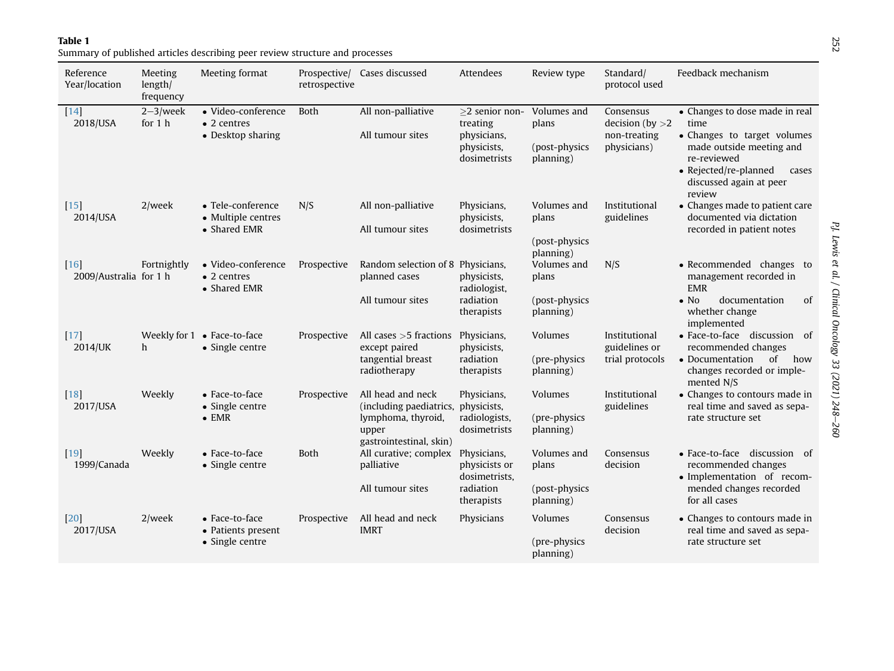**Table 1**
Summary of published articles describing peer review structure and processes

| Reference Year/location | Meeting length/ frequency | Meeting format | Prospective/ retrospective | Cases discussed | Attendees | Review type | Standard/ protocol used | Feedback mechanism |
|---|---|---|---|---|---|---|---|---|
| [14] 2018/USA | 2–3/week for 1 h | • Video-conference<br>• 2 centres<br>• Desktop sharing | Both | All non-palliative<br><br>All tumour sites | ≥2 senior non-treating physicians, physicists, dosimetrists | Volumes and plans<br><br>(post-physics planning) | Consensus decision (by >2 non-treating physicians) | • Changes to dose made in real time<br>• Changes to target volumes made outside meeting and re-reviewed<br>• Rejected/re-planned cases discussed again at peer review |
| [15] 2014/USA | 2/week | • Tele-conference<br>• Multiple centres<br>• Shared EMR | N/S | All non-palliative<br><br>All tumour sites | Physicians, physicists, dosimetrists | Volumes and plans<br><br>(post-physics planning) | Institutional guidelines | • Changes made to patient care documented via dictation recorded in patient notes |
| [16] 2009/Australia | Fortnightly for 1 h | • Video-conference<br>• 2 centres<br>• Shared EMR | Prospective | Random selection of 8 planned cases<br><br>All tumour sites | Physicians, physicists, radiologist, radiation therapists | Volumes and plans<br><br>(post-physics planning) | N/S | • Recommended changes to management recorded in EMR<br>• No documentation of whether change implemented |
| [17] 2014/UK | Weekly for 1 h | • Face-to-face<br>• Single centre | Prospective | All cases >5 fractions except paired tangential breast radiotherapy | Physicians, physicists, radiation therapists | Volumes<br><br>(pre-physics planning) | Institutional guidelines or trial protocols | • Face-to-face discussion of recommended changes<br>• Documentation of how changes recorded or implemented N/S |
| [18] 2017/USA | Weekly | • Face-to-face<br>• Single centre<br>• EMR | Prospective | All head and neck (including paediatrics, lymphoma, thyroid, upper gastrointestinal, skin) | Physicians, physicists, radiologists, dosimetrists | Volumes<br><br>(pre-physics planning) | Institutional guidelines | • Changes to contours made in real time and saved as separate structure set |
| [19] 1999/Canada | Weekly | • Face-to-face<br>• Single centre | Both | All curative; complex palliative<br><br>All tumour sites | Physicians, physicists or dosimetrists, radiation therapists | Volumes and plans<br><br>(post-physics planning) | Consensus decision | • Face-to-face discussion of recommended changes<br>• Implementation of recommended changes recorded for all cases |
| [20] 2017/USA | 2/week | • Face-to-face<br>• Patients present<br>• Single centre | Prospective | All head and neck IMRT | Physicians | Volumes<br><br>(pre-physics planning) | Consensus decision | • Changes to contours made in real time and saved as separate structure set |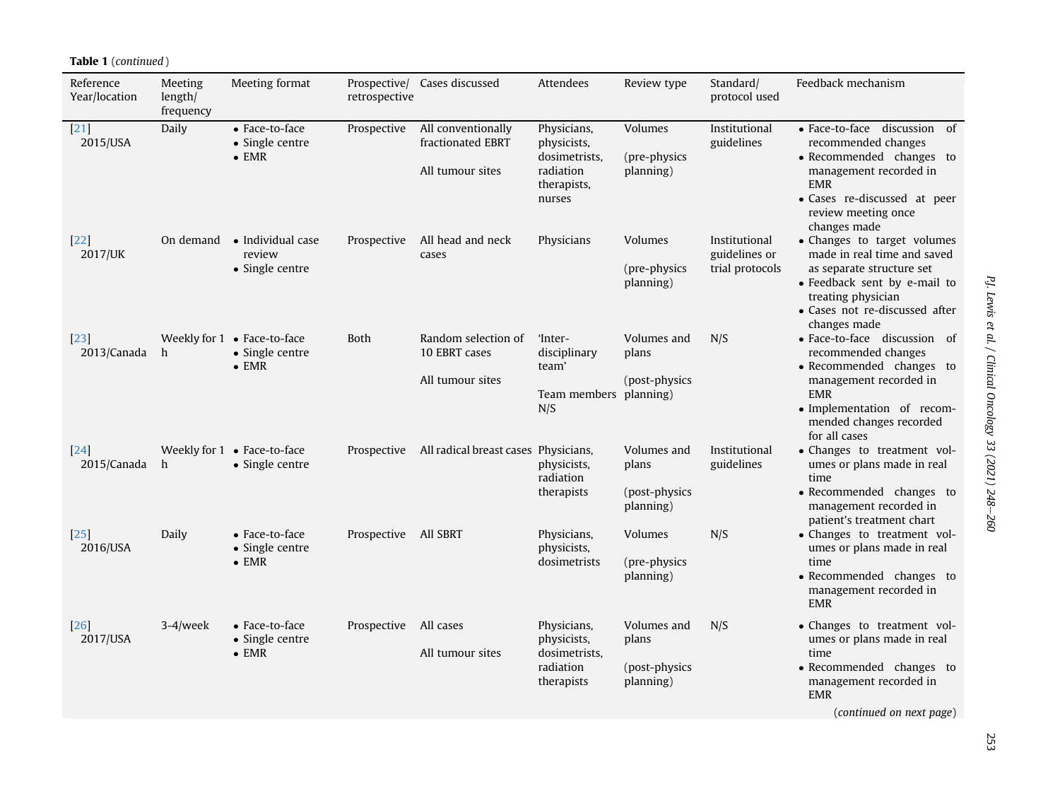**Table 1** (*continued*)

| Reference Year/location | Meeting length/ frequency | Meeting format | Prospective/ retrospective | Cases discussed | Attendees | Review type | Standard/ protocol used | Feedback mechanism |
|---|---|---|---|---|---|---|---|---|
| [21] 2015/USA | Daily | • Face-to-face<br>• Single centre<br>• EMR | Prospective | All conventionally fractionated EBRT<br><br>All tumour sites | Physicians, physicists, dosimetrists, radiation therapists, nurses | Volumes<br><br>(pre-physics planning) | Institutional guidelines | • Face-to-face discussion of recommended changes<br>• Recommended changes to management recorded in EMR<br>• Cases re-discussed at peer review meeting once changes made |
| [22] 2017/UK | On demand | • Individual case review<br>• Single centre | Prospective | All head and neck cases | Physicians | Volumes<br><br>(pre-physics planning) | Institutional guidelines or trial protocols | • Changes to target volumes made in real time and saved as separate structure set<br>• Feedback sent by e-mail to treating physician<br>• Cases not re-discussed after changes made |
| [23] 2013/Canada | Weekly for 1 h | • Face-to-face<br>• Single centre<br>• EMR | Both | Random selection of 10 EBRT cases<br><br>All tumour sites | 'Inter-disciplinary team'<br><br>Team members N/S | Volumes and plans<br><br>(post-physics planning) | N/S | • Face-to-face discussion of recommended changes<br>• Recommended changes to management recorded in EMR<br>• Implementation of recommended changes recorded for all cases |
| [24] 2015/Canada | Weekly for 1 h | • Face-to-face<br>• Single centre | Prospective | All radical breast cases | Physicians, physicists, radiation therapists | Volumes and plans<br><br>(post-physics planning) | Institutional guidelines | • Changes to treatment volumes or plans made in real time<br>• Recommended changes to management recorded in patient's treatment chart |
| [25] 2016/USA | Daily | • Face-to-face<br>• Single centre<br>• EMR | Prospective | All SBRT | Physicians, physicists, dosimetrists | Volumes<br><br>(pre-physics planning) | N/S | • Changes to treatment volumes or plans made in real time<br>• Recommended changes to management recorded in EMR |
| [26] 2017/USA | 3-4/week | • Face-to-face<br>• Single centre<br>• EMR | Prospective | All cases<br><br>All tumour sites | Physicians, physicists, dosimetrists, radiation therapists | Volumes and plans<br><br>(post-physics planning) | N/S | • Changes to treatment volumes or plans made in real time<br>• Recommended changes to management recorded in EMR |

(*continued on next page*)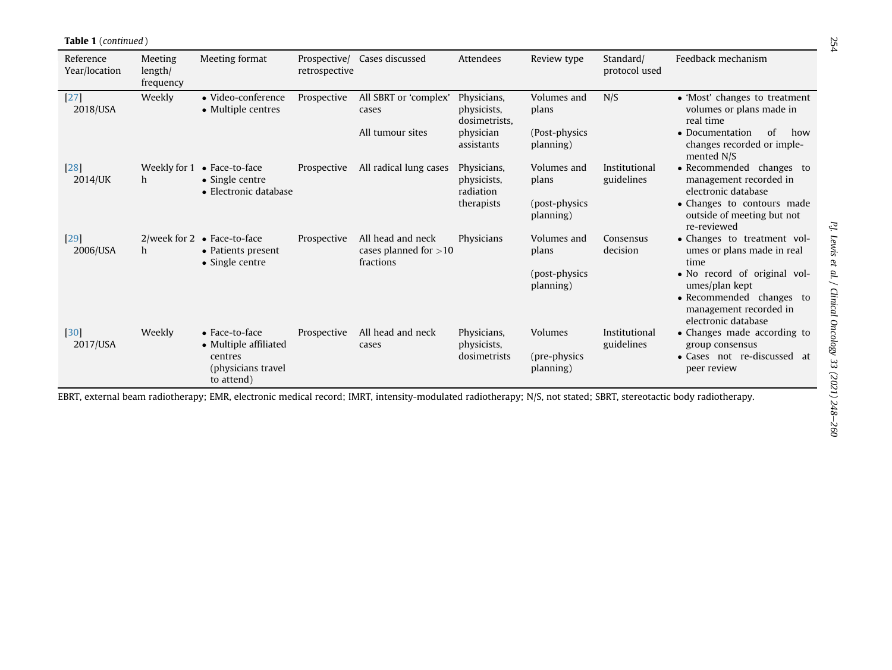**Table 1** (*continued*)

| Reference Year/location | Meeting length/ frequency | Meeting format | Prospective/ retrospective | Cases discussed | Attendees | Review type | Standard/ protocol used | Feedback mechanism |
|---|---|---|---|---|---|---|---|---|
| [27] 2018/USA | Weekly | • Video-conference<br>• Multiple centres | Prospective | All SBRT or 'complex' cases<br><br>All tumour sites | Physicians, physicists, dosimetrists, physician assistants | Volumes and plans<br><br>(Post-physics planning) | N/S | • 'Most' changes to treatment volumes or plans made in real time<br>• Documentation of how changes recorded or implemented N/S |
| [28] 2014/UK | Weekly for 1 h | • Face-to-face<br>• Single centre<br>• Electronic database | Prospective | All radical lung cases | Physicians, physicists, radiation therapists | Volumes and plans<br><br>(post-physics planning) | Institutional guidelines | • Recommended changes to management recorded in electronic database<br>• Changes to contours made outside of meeting but not re-reviewed |
| [29] 2006/USA | 2/week for 2 h | • Face-to-face<br>• Patients present<br>• Single centre | Prospective | All head and neck cases planned for >10 fractions | Physicians | Volumes and plans<br><br>(post-physics planning) | Consensus decision | • Changes to treatment volumes or plans made in real time<br>• No record of original volumes/plan kept<br>• Recommended changes to management recorded in electronic database |
| [30] 2017/USA | Weekly | • Face-to-face<br>• Multiple affiliated centres (physicians travel to attend) | Prospective | All head and neck cases | Physicians, physicists, dosimetrists | Volumes<br><br>(pre-physics planning) | Institutional guidelines | • Changes made according to group consensus<br>• Cases not re-discussed at peer review |

EBRT, external beam radiotherapy; EMR, electronic medical record; IMRT, intensity-modulated radiotherapy; N/S, not stated; SBRT, stereotactic body radiotherapy.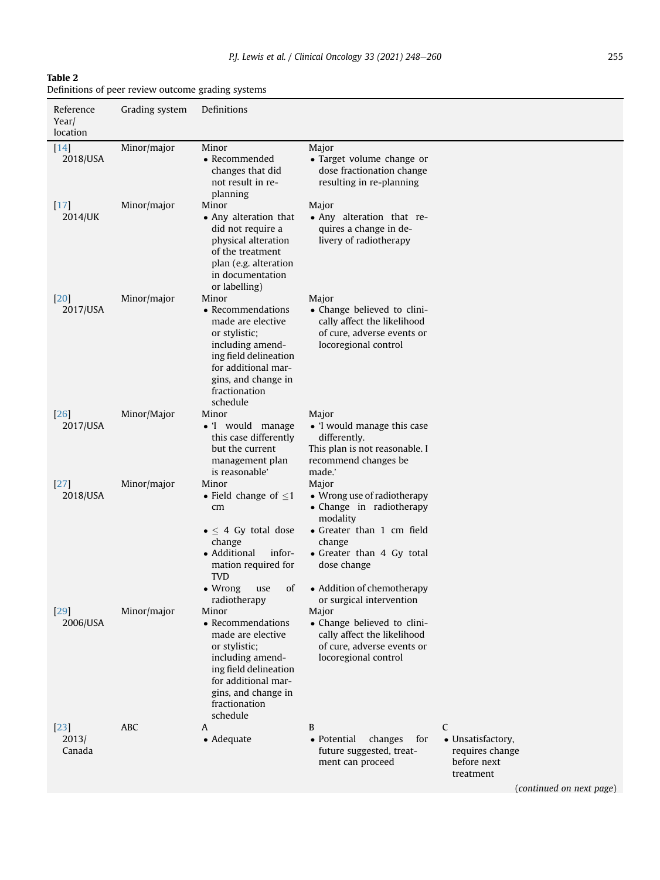**Table 2**
Definitions of peer review outcome grading systems

| Reference Year/ location | Grading system | Definitions | | |
|---|---|---|---|---|
| [14] 2018/USA | Minor/major | Minor<br>• Recommended changes that did not result in re-planning | Major<br>• Target volume change or dose fractionation change resulting in re-planning | |
| [17] 2014/UK | Minor/major | Minor<br>• Any alteration that did not require a physical alteration of the treatment plan (e.g. alteration in documentation or labelling) | Major<br>• Any alteration that requires a change in delivery of radiotherapy | |
| [20] 2017/USA | Minor/major | Minor<br>• Recommendations made are elective or stylistic; including amending field delineation for additional margins, and change in fractionation schedule | Major<br>• Change believed to clinically affect the likelihood of cure, adverse events or locoregional control | |
| [26] 2017/USA | Minor/Major | Minor<br>• 'I would manage this case differently but the current management plan is reasonable' | Major<br>• 'I would manage this case differently.<br>This plan is not reasonable. I recommend changes be made.' | |
| [27] 2018/USA | Minor/major | Minor<br>• Field change of ≤1 cm<br>• ≤ 4 Gy total dose change<br>• Additional information required for TVD<br>• Wrong use of radiotherapy | Major<br>• Wrong use of radiotherapy<br>• Change in radiotherapy modality<br>• Greater than 1 cm field change<br>• Greater than 4 Gy total dose change<br>• Addition of chemotherapy or surgical intervention | |
| [29] 2006/USA | Minor/major | Minor<br>• Recommendations made are elective or stylistic; including amending field delineation for additional margins, and change in fractionation schedule | Major<br>• Change believed to clinically affect the likelihood of cure, adverse events or locoregional control | |
| [23] 2013/ Canada | ABC | A<br>• Adequate | B<br>• Potential changes for future suggested, treatment can proceed | C<br>• Unsatisfactory, requires change before next treatment |

(*continued on next page*)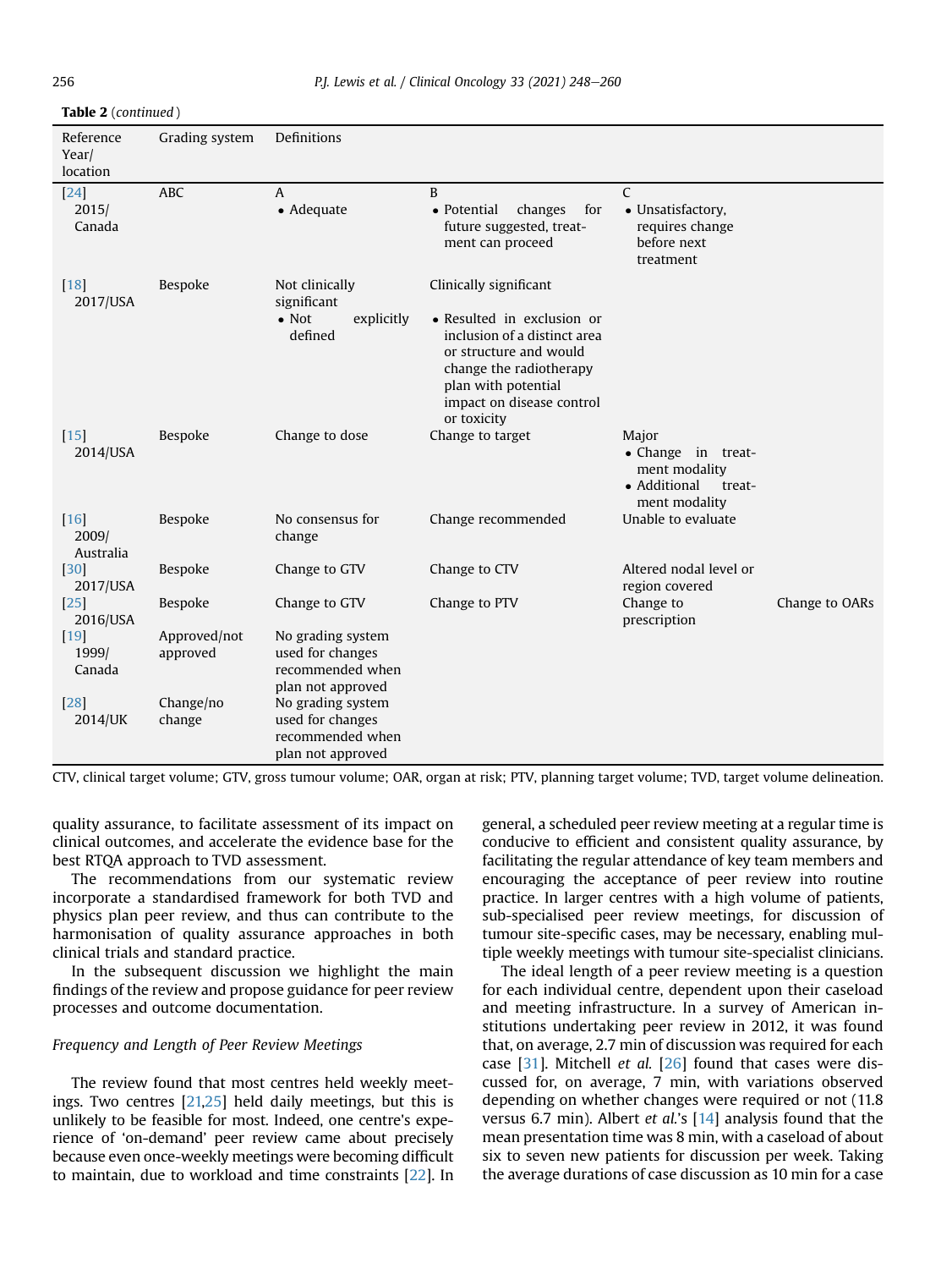**Table 2** (*continued*)

| Reference Year/ location | Grading system | Definitions | | | |
|---|---|---|---|---|---|
| [24] 2015/ Canada | ABC | A<br>• Adequate | B<br>• Potential changes for future suggested, treatment can proceed | C<br>• Unsatisfactory, requires change before next treatment | |
| [18] 2017/USA | Bespoke | Not clinically significant<br>• Not explicitly defined | Clinically significant<br>• Resulted in exclusion or inclusion of a distinct area or structure and would change the radiotherapy plan with potential impact on disease control or toxicity | | |
| [15] 2014/USA | Bespoke | Change to dose | Change to target | Major<br>• Change in treatment modality<br>• Additional treatment modality | |
| [16] 2009/ Australia | Bespoke | No consensus for change | Change recommended | Unable to evaluate | |
| [30] 2017/USA | Bespoke | Change to GTV | Change to CTV | Altered nodal level or region covered | |
| [25] 2016/USA | Bespoke | Change to GTV | Change to PTV | Change to prescription | Change to OARs |
| [19] 1999/ Canada | Approved/not approved | No grading system used for changes recommended when plan not approved | | | |
| [28] 2014/UK | Change/no change | No grading system used for changes recommended when plan not approved | | | |

CTV, clinical target volume; GTV, gross tumour volume; OAR, organ at risk; PTV, planning target volume; TVD, target volume delineation.

quality assurance, to facilitate assessment of its impact on clinical outcomes, and accelerate the evidence base for the best RTQA approach to TVD assessment.

The recommendations from our systematic review incorporate a standardised framework for both TVD and physics plan peer review, and thus can contribute to the harmonisation of quality assurance approaches in both clinical trials and standard practice.

In the subsequent discussion we highlight the main findings of the review and propose guidance for peer review processes and outcome documentation.

### *Frequency and Length of Peer Review Meetings*

The review found that most centres held weekly meetings. Two centres [21,25] held daily meetings, but this is unlikely to be feasible for most. Indeed, one centre's experience of 'on-demand' peer review came about precisely because even once-weekly meetings were becoming difficult to maintain, due to workload and time constraints [22]. In general, a scheduled peer review meeting at a regular time is conducive to efficient and consistent quality assurance, by facilitating the regular attendance of key team members and encouraging the acceptance of peer review into routine practice. In larger centres with a high volume of patients, sub-specialised peer review meetings, for discussion of tumour site-specific cases, may be necessary, enabling multiple weekly meetings with tumour site-specialist clinicians.

The ideal length of a peer review meeting is a question for each individual centre, dependent upon their caseload and meeting infrastructure. In a survey of American institutions undertaking peer review in 2012, it was found that, on average, 2.7 min of discussion was required for each case [31]. Mitchell *et al.* [26] found that cases were discussed for, on average, 7 min, with variations observed depending on whether changes were required or not (11.8 versus 6.7 min). Albert *et al.*'s [14] analysis found that the mean presentation time was 8 min, with a caseload of about six to seven new patients for discussion per week. Taking the average durations of case discussion as 10 min for a case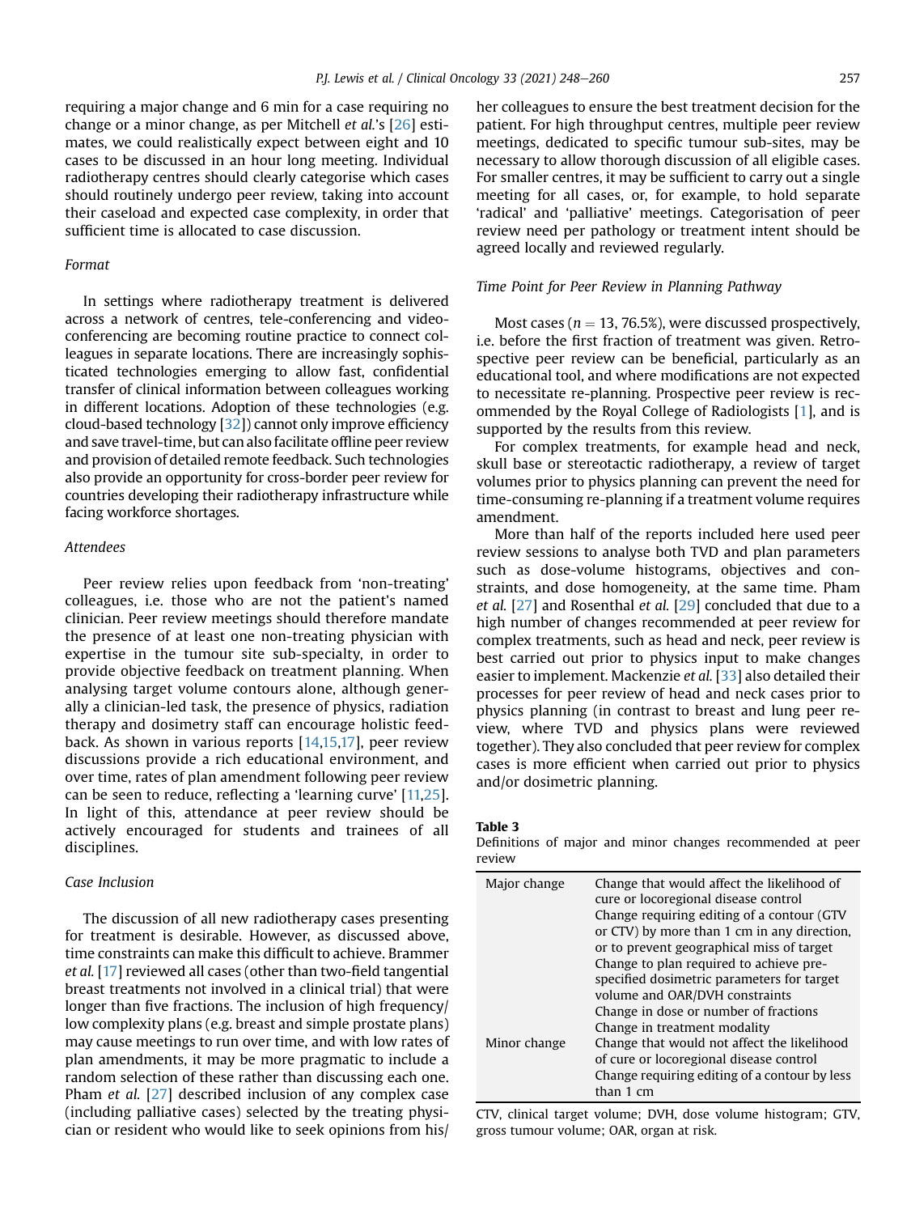requiring a major change and 6 min for a case requiring no change or a minor change, as per Mitchell *et al.*'s [26] estimates, we could realistically expect between eight and 10 cases to be discussed in an hour long meeting. Individual radiotherapy centres should clearly categorise which cases should routinely undergo peer review, taking into account their caseload and expected case complexity, in order that sufficient time is allocated to case discussion.

### *Format*

In settings where radiotherapy treatment is delivered across a network of centres, tele-conferencing and video-conferencing are becoming routine practice to connect colleagues in separate locations. There are increasingly sophisticated technologies emerging to allow fast, confidential transfer of clinical information between colleagues working in different locations. Adoption of these technologies (e.g. cloud-based technology [32]) cannot only improve efficiency and save travel-time, but can also facilitate offline peer review and provision of detailed remote feedback. Such technologies also provide an opportunity for cross-border peer review for countries developing their radiotherapy infrastructure while facing workforce shortages.

### *Attendees*

Peer review relies upon feedback from 'non-treating' colleagues, i.e. those who are not the patient's named clinician. Peer review meetings should therefore mandate the presence of at least one non-treating physician with expertise in the tumour site sub-specialty, in order to provide objective feedback on treatment planning. When analysing target volume contours alone, although generally a clinician-led task, the presence of physics, radiation therapy and dosimetry staff can encourage holistic feedback. As shown in various reports [14,15,17], peer review discussions provide a rich educational environment, and over time, rates of plan amendment following peer review can be seen to reduce, reflecting a 'learning curve' [11,25]. In light of this, attendance at peer review should be actively encouraged for students and trainees of all disciplines.

### *Case Inclusion*

The discussion of all new radiotherapy cases presenting for treatment is desirable. However, as discussed above, time constraints can make this difficult to achieve. Brammer *et al.* [17] reviewed all cases (other than two-field tangential breast treatments not involved in a clinical trial) that were longer than five fractions. The inclusion of high frequency/low complexity plans (e.g. breast and simple prostate plans) may cause meetings to run over time, and with low rates of plan amendments, it may be more pragmatic to include a random selection of these rather than discussing each one. Pham *et al.* [27] described inclusion of any complex case (including palliative cases) selected by the treating physician or resident who would like to seek opinions from his/her colleagues to ensure the best treatment decision for the patient. For high throughput centres, multiple peer review meetings, dedicated to specific tumour sub-sites, may be necessary to allow thorough discussion of all eligible cases. For smaller centres, it may be sufficient to carry out a single meeting for all cases, or, for example, to hold separate 'radical' and 'palliative' meetings. Categorisation of peer review need per pathology or treatment intent should be agreed locally and reviewed regularly.

### *Time Point for Peer Review in Planning Pathway*

Most cases ($n = 13$, 76.5%), were discussed prospectively, i.e. before the first fraction of treatment was given. Retrospective peer review can be beneficial, particularly as an educational tool, and where modifications are not expected to necessitate re-planning. Prospective peer review is recommended by the Royal College of Radiologists [1], and is supported by the results from this review.

For complex treatments, for example head and neck, skull base or stereotactic radiotherapy, a review of target volumes prior to physics planning can prevent the need for time-consuming re-planning if a treatment volume requires amendment.

More than half of the reports included here used peer review sessions to analyse both TVD and plan parameters such as dose-volume histograms, objectives and constraints, and dose homogeneity, at the same time. Pham *et al.* [27] and Rosenthal *et al.* [29] concluded that due to a high number of changes recommended at peer review for complex treatments, such as head and neck, peer review is best carried out prior to physics input to make changes easier to implement. Mackenzie *et al.* [33] also detailed their processes for peer review of head and neck cases prior to physics planning (in contrast to breast and lung peer review, where TVD and physics plans were reviewed together). They also concluded that peer review for complex cases is more efficient when carried out prior to physics and/or dosimetric planning.

**Table 3**
Definitions of major and minor changes recommended at peer review

| | |
|---|---|
| Major change | Change that would affect the likelihood of cure or locoregional disease control<br>Change requiring editing of a contour (GTV or CTV) by more than 1 cm in any direction, or to prevent geographical miss of target<br>Change to plan required to achieve pre-specified dosimetric parameters for target volume and OAR/DVH constraints<br>Change in dose or number of fractions<br>Change in treatment modality |
| Minor change | Change that would not affect the likelihood of cure or locoregional disease control<br>Change requiring editing of a contour by less than 1 cm |

CTV, clinical target volume; DVH, dose volume histogram; GTV, gross tumour volume; OAR, organ at risk.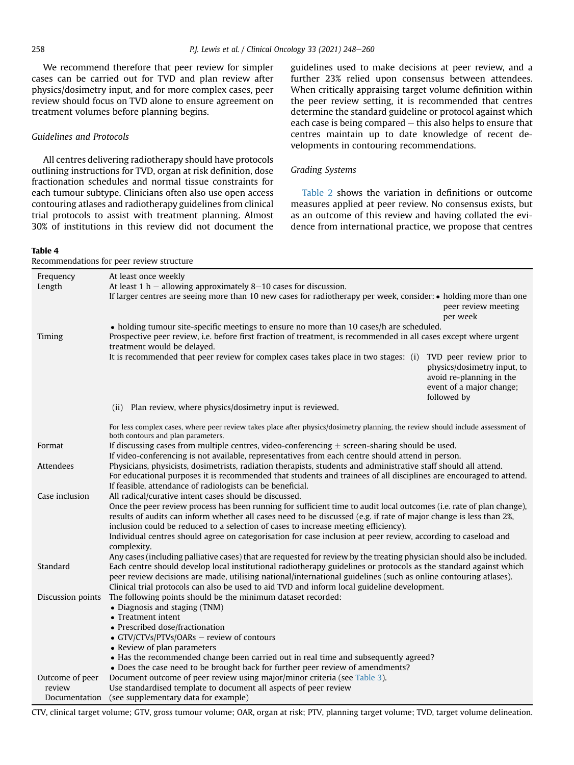We recommend therefore that peer review for simpler cases can be carried out for TVD and plan review after physics/dosimetry input, and for more complex cases, peer review should focus on TVD alone to ensure agreement on treatment volumes before planning begins.

### Guidelines and Protocols

All centres delivering radiotherapy should have protocols outlining instructions for TVD, organ at risk definition, dose fractionation schedules and normal tissue constraints for each tumour subtype. Clinicians often also use open access contouring atlases and radiotherapy guidelines from clinical trial protocols to assist with treatment planning. Almost 30% of institutions in this review did not document the guidelines used to make decisions at peer review, and a further 23% relied upon consensus between attendees. When critically appraising target volume definition within the peer review setting, it is recommended that centres determine the standard guideline or protocol against which each case is being compared – this also helps to ensure that centres maintain up to date knowledge of recent developments in contouring recommendations.

### Grading Systems

Table 2 shows the variation in definitions or outcome measures applied at peer review. No consensus exists, but as an outcome of this review and having collated the evidence from international practice, we propose that centres

**Table 4**
Recommendations for peer review structure

| | |
|---|---|
| Frequency | At least once weekly |
| Length | At least 1 h – allowing approximately 8–10 cases for discussion.<br>If larger centres are seeing more than 10 new cases for radiotherapy per week, consider:<br>• holding more than one peer review meeting per week<br>• holding tumour site-specific meetings to ensure no more than 10 cases/h are scheduled. |
| Timing | Prospective peer review, i.e. before first fraction of treatment, is recommended in all cases except where urgent treatment would be delayed.<br>It is recommended that peer review for complex cases takes place in two stages: (i) TVD peer review prior to physics/dosimetry input, to avoid re-planning in the event of a major change; followed by<br>(ii) Plan review, where physics/dosimetry input is reviewed.<br>For less complex cases, where peer review takes place after physics/dosimetry planning, the review should include assessment of both contours and plan parameters. |
| Format | If discussing cases from multiple centres, video-conferencing ± screen-sharing should be used.<br>If video-conferencing is not available, representatives from each centre should attend in person. |
| Attendees | Physicians, physicists, dosimetrists, radiation therapists, students and administrative staff should all attend.<br>For educational purposes it is recommended that students and trainees of all disciplines are encouraged to attend.<br>If feasible, attendance of radiologists can be beneficial. |
| Case inclusion | All radical/curative intent cases should be discussed.<br>Once the peer review process has been running for sufficient time to audit local outcomes (i.e. rate of plan change), results of audits can inform whether all cases need to be discussed (e.g. if rate of major change is less than 2%, inclusion could be reduced to a selection of cases to increase meeting efficiency).<br>Individual centres should agree on categorisation for case inclusion at peer review, according to caseload and complexity.<br>Any cases (including palliative cases) that are requested for review by the treating physician should also be included. |
| Standard | Each centre should develop local institutional radiotherapy guidelines or protocols as the standard against which peer review decisions are made, utilising national/international guidelines (such as online contouring atlases).<br>Clinical trial protocols can also be used to aid TVD and inform local guideline development. |
| Discussion points | The following points should be the minimum dataset recorded:<br>• Diagnosis and staging (TNM)<br>• Treatment intent<br>• Prescribed dose/fractionation<br>• GTV/CTVs/PTVs/OARs – review of contours<br>• Review of plan parameters<br>• Has the recommended change been carried out in real time and subsequently agreed?<br>• Does the case need to be brought back for further peer review of amendments? |
| Outcome of peer review | Document outcome of peer review using major/minor criteria (see Table 3). |
| Documentation | Use standardised template to document all aspects of peer review (see supplementary data for example) |

CTV, clinical target volume; GTV, gross tumour volume; OAR, organ at risk; PTV, planning target volume; TVD, target volume delineation.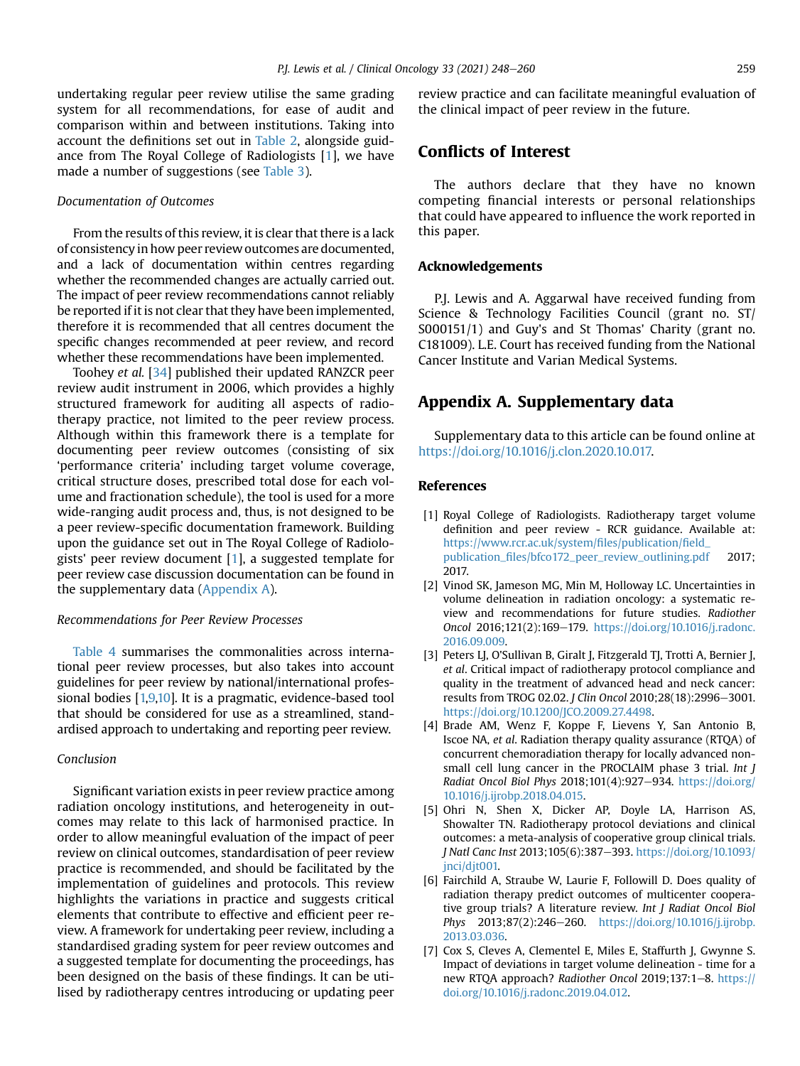undertaking regular peer review utilise the same grading system for all recommendations, for ease of audit and comparison within and between institutions. Taking into account the definitions set out in Table 2, alongside guidance from The Royal College of Radiologists [1], we have made a number of suggestions (see Table 3).

*Documentation of Outcomes*

From the results of this review, it is clear that there is a lack of consistency in how peer review outcomes are documented, and a lack of documentation within centres regarding whether the recommended changes are actually carried out. The impact of peer review recommendations cannot reliably be reported if it is not clear that they have been implemented, therefore it is recommended that all centres document the specific changes recommended at peer review, and record whether these recommendations have been implemented.

Toohey *et al.* [34] published their updated RANZCR peer review audit instrument in 2006, which provides a highly structured framework for auditing all aspects of radiotherapy practice, not limited to the peer review process. Although within this framework there is a template for documenting peer review outcomes (consisting of six 'performance criteria' including target volume coverage, critical structure doses, prescribed total dose for each volume and fractionation schedule), the tool is used for a more wide-ranging audit process and, thus, is not designed to be a peer review-specific documentation framework. Building upon the guidance set out in The Royal College of Radiologists' peer review document [1], a suggested template for peer review case discussion documentation can be found in the supplementary data (Appendix A).

*Recommendations for Peer Review Processes*

Table 4 summarises the commonalities across international peer review processes, but also takes into account guidelines for peer review by national/international professional bodies [1,9,10]. It is a pragmatic, evidence-based tool that should be considered for use as a streamlined, standardised approach to undertaking and reporting peer review.

*Conclusion*

Significant variation exists in peer review practice among radiation oncology institutions, and heterogeneity in outcomes may relate to this lack of harmonised practice. In order to allow meaningful evaluation of the impact of peer review on clinical outcomes, standardisation of peer review practice is recommended, and should be facilitated by the implementation of guidelines and protocols. This review highlights the variations in practice and suggests critical elements that contribute to effective and efficient peer review. A framework for undertaking peer review, including a standardised grading system for peer review outcomes and a suggested template for documenting the proceedings, has been designed on the basis of these findings. It can be utilised by radiotherapy centres introducing or updating peer review practice and can facilitate meaningful evaluation of the clinical impact of peer review in the future.

## Conflicts of Interest

The authors declare that they have no known competing financial interests or personal relationships that could have appeared to influence the work reported in this paper.

### Acknowledgements

P.J. Lewis and A. Aggarwal have received funding from Science & Technology Facilities Council (grant no. ST/S000151/1) and Guy's and St Thomas' Charity (grant no. C181009). L.E. Court has received funding from the National Cancer Institute and Varian Medical Systems.

## Appendix A. Supplementary data

Supplementary data to this article can be found online at https://doi.org/10.1016/j.clon.2020.10.017.

### References

[1] Royal College of Radiologists. Radiotherapy target volume definition and peer review - RCR guidance. Available at: https://www.rcr.ac.uk/system/files/publication/field_publication_files/bfco172_peer_review_outlining.pdf 2017; 2017.

[2] Vinod SK, Jameson MG, Min M, Holloway LC. Uncertainties in volume delineation in radiation oncology: a systematic review and recommendations for future studies. *Radiother Oncol* 2016;121(2):169–179. https://doi.org/10.1016/j.radonc.2016.09.009.

[3] Peters LJ, O'Sullivan B, Giralt J, Fitzgerald TJ, Trotti A, Bernier J, *et al*. Critical impact of radiotherapy protocol compliance and quality in the treatment of advanced head and neck cancer: results from TROG 02.02. *J Clin Oncol* 2010;28(18):2996–3001. https://doi.org/10.1200/JCO.2009.27.4498.

[4] Brade AM, Wenz F, Koppe F, Lievens Y, San Antonio B, Iscoe NA, *et al*. Radiation therapy quality assurance (RTQA) of concurrent chemoradiation therapy for locally advanced non-small cell lung cancer in the PROCLAIM phase 3 trial. *Int J Radiat Oncol Biol Phys* 2018;101(4):927–934. https://doi.org/10.1016/j.ijrobp.2018.04.015.

[5] Ohri N, Shen X, Dicker AP, Doyle LA, Harrison AS, Showalter TN. Radiotherapy protocol deviations and clinical outcomes: a meta-analysis of cooperative group clinical trials. *J Natl Canc Inst* 2013;105(6):387–393. https://doi.org/10.1093/jnci/djt001.

[6] Fairchild A, Straube W, Laurie F, Followill D. Does quality of radiation therapy predict outcomes of multicenter cooperative group trials? A literature review. *Int J Radiat Oncol Biol Phys* 2013;87(2):246–260. https://doi.org/10.1016/j.ijrobp.2013.03.036.

[7] Cox S, Cleves A, Clementel E, Miles E, Staffurth J, Gwynne S. Impact of deviations in target volume delineation - time for a new RTQA approach? *Radiother Oncol* 2019;137:1–8. https://doi.org/10.1016/j.radonc.2019.04.012.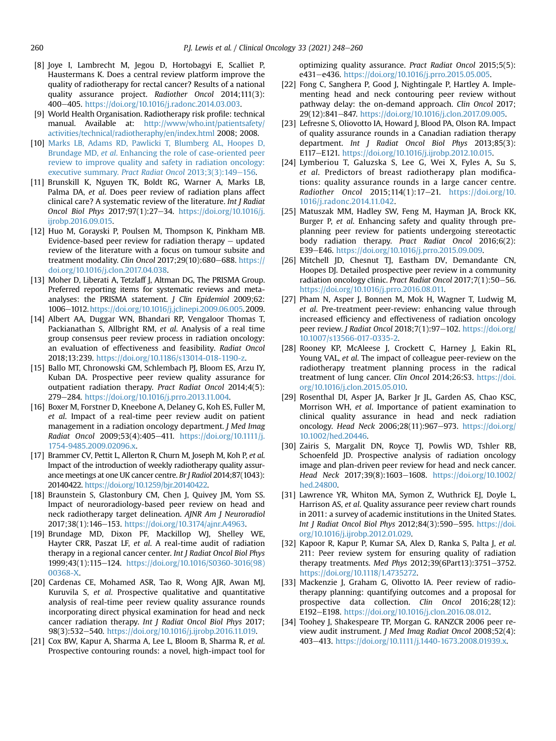[8] Joye I, Lambrecht M, Jegou D, Hortobagyi E, Scalliet P, Haustermans K. Does a central review platform improve the quality of radiotherapy for rectal cancer? Results of a national quality assurance project. *Radiother Oncol* 2014;111(3): 400–405. https://doi.org/10.1016/j.radonc.2014.03.003.

[9] World Health Organisation. Radiotherapy risk profile: technical manual. Available at: http://www/who.int/patientsafety/activities/technical/radiotheraphy/en/index.html 2008; 2008.

[10] Marks LB, Adams RD, Pawlicki T, Blumberg AL, Hoopes D, Brundage MD, *et al.* Enhancing the role of case-oriented peer review to improve quality and safety in radiation oncology: executive summary. *Pract Radiat Oncol* 2013;3(3):149–156.

[11] Brunskill K, Nguyen TK, Boldt RG, Warner A, Marks LB, Palma DA, *et al.* Does peer review of radiation plans affect clinical care? A systematic review of the literature. *Int J Radiat Oncol Biol Phys* 2017;97(1):27–34. https://doi.org/10.1016/j.ijrobp.2016.09.015.

[12] Huo M, Gorayski P, Poulsen M, Thompson K, Pinkham MB. Evidence-based peer review for radiation therapy – updated review of the literature with a focus on tumour subsite and treatment modality. *Clin Oncol* 2017;29(10):680–688. https://doi.org/10.1016/j.clon.2017.04.038.

[13] Moher D, Liberati A, Tetzlaff J, Altman DG, The PRISMA Group. Preferred reporting items for systematic reviews and meta-analyses: the PRISMA statement. *J Clin Epidemiol* 2009;62: 1006–1012. https://doi.org/10.1016/j.jclinepi.2009.06.005. 2009.

[14] Albert AA, Duggar WN, Bhandari RP, Vengaloor Thomas T, Packianathan S, Allbright RM, *et al.* Analysis of a real time group consensus peer review process in radiation oncology: an evaluation of effectiveness and feasibility. *Radiat Oncol* 2018;13:239. https://doi.org/10.1186/s13014-018-1190-z.

[15] Ballo MT, Chronowski GM, Schlembach PJ, Bloom ES, Arzu IY, Kuban DA. Prospective peer review quality assurance for outpatient radiation therapy. *Pract Radiat Oncol* 2014;4(5): 279–284. https://doi.org/10.1016/j.prro.2013.11.004.

[16] Boxer M, Forstner D, Kneebone A, Delaney G, Koh ES, Fuller M, *et al.* Impact of a real-time peer review audit on patient management in a radiation oncology department. *J Med Imag Radiat Oncol* 2009;53(4):405–411. https://doi.org/10.1111/j.1754-9485.2009.02096.x.

[17] Brammer CV, Pettit L, Allerton R, Churn M, Joseph M, Koh P, *et al.* Impact of the introduction of weekly radiotherapy quality assurance meetings at one UK cancer centre. *Br J Radiol* 2014;87(1043): 20140422. https://doi.org/10.1259/bjr.20140422.

[18] Braunstein S, Glastonbury CM, Chen J, Quivey JM, Yom SS. Impact of neuroradiology-based peer review on head and neck radiotherapy target delineation. *AJNR Am J Neuroradiol* 2017;38(1):146–153. https://doi.org/10.3174/ajnr.A4963.

[19] Brundage MD, Dixon PF, Mackillop WJ, Shelley WE, Hayter CRR, Paszat LF, *et al.* A real-time audit of radiation therapy in a regional cancer center. *Int J Radiat Oncol Biol Phys* 1999;43(1):115–124. https://doi.org/10.1016/S0360-3016(98)00368-X.

[20] Cardenas CE, Mohamed ASR, Tao R, Wong AJR, Awan MJ, Kuruvila S, *et al.* Prospective qualitative and quantitative analysis of real-time peer review quality assurance rounds incorporating direct physical examination for head and neck cancer radiation therapy. *Int J Radiat Oncol Biol Phys* 2017; 98(3):532–540. https://doi.org/10.1016/j.ijrobp.2016.11.019.

[21] Cox BW, Kapur A, Sharma A, Lee L, Bloom B, Sharma R, *et al.* Prospective contouring rounds: a novel, high-impact tool for optimizing quality assurance. *Pract Radiat Oncol* 2015;5(5): e431–e436. https://doi.org/10.1016/j.prro.2015.05.005.

[22] Fong C, Sanghera P, Good J, Nightingale P, Hartley A. Implementing head and neck contouring peer review without pathway delay: the on-demand approach. *Clin Oncol* 2017; 29(12):841–847. https://doi.org/10.1016/j.clon.2017.09.005.

[23] Lefresne S, Oliovotto IA, Howard J, Blood PA, Olson RA. Impact of quality assurance rounds in a Canadian radiation therapy department. *Int J Radiat Oncol Biol Phys* 2013;85(3): E117–E121. https://doi.org/10.1016/j.ijrobp.2012.10.015.

[24] Lymberiou T, Galuzska S, Lee G, Wei X, Fyles A, Su S, *et al.* Predictors of breast radiotherapy plan modifications: quality assurance rounds in a large cancer centre. *Radiother Oncol* 2015;114(1):17–21. https://doi.org/10.1016/j.radonc.2014.11.042.

[25] Matuszak MM, Hadley SW, Feng M, Hayman JA, Brock KK, Burger P, *et al.* Enhancing safety and quality through preplanning peer review for patients undergoing stereotactic body radiation therapy. *Pract Radiat Oncol* 2016;6(2): E39–E46. https://doi.org/10.1016/j.prro.2015.09.009.

[26] Mitchell JD, Chesnut TJ, Eastham DV, Demandante CN, Hoopes DJ. Detailed prospective peer review in a community radiation oncology clinic. *Pract Radiat Oncol* 2017;7(1):50–56. https://doi.org/10.1016/j.prro.2016.08.011.

[27] Pham N, Asper J, Bonnen M, Mok H, Wagner T, Ludwig M, *et al.* Pre-treatment peer-review: enhancing value through increased efficiency and effectiveness of radiation oncology peer review. *J Radiat Oncol* 2018;7(1):97–102. https://doi.org/10.1007/s13566-017-0335-2.

[28] Rooney KP, McAleese J, Crockett C, Harney J, Eakin RL, Young VAL, *et al.* The impact of colleague peer-review on the radiotherapy treatment planning process in the radical treatment of lung cancer. *Clin Oncol* 2014;26:S3. https://doi.org/10.1016/j.clon.2015.05.010.

[29] Rosenthal DI, Asper JA, Barker Jr JL, Garden AS, Chao KSC, Morrison WH, *et al.* Importance of patient examination to clinical quality assurance in head and neck radiation oncology. *Head Neck* 2006;28(11):967–973. https://doi.org/10.1002/hed.20446.

[30] Zairis S, Margalit DN, Royce TJ, Powlis WD, Tshler RB, Schoenfeld JD. Prospective analysis of radiation oncology image and plan-driven peer review for head and neck cancer. *Head Neck* 2017;39(8):1603–1608. https://doi.org/10.1002/hed.24800.

[31] Lawrence YR, Whiton MA, Symon Z, Wuthrick EJ, Doyle L, Harrison AS, *et al.* Quality assurance peer review chart rounds in 2011: a survey of academic institutions in the United States. *Int J Radiat Oncol Biol Phys* 2012;84(3):590–595. https://doi.org/10.1016/j.ijrobp.2012.01.029.

[32] Kapoor R, Kapur P, Kumar SA, Alex D, Ranka S, Palta J, *et al.* 211: Peer review system for ensuring quality of radiation therapy treatments. *Med Phys* 2012;39(6Part13):3751–3752. https://doi.org/10.1118/1.4735272.

[33] Mackenzie J, Graham G, Olivotto IA. Peer review of radiotherapy planning: quantifying outcomes and a proposal for prospective data collection. *Clin Oncol* 2016;28(12): E192–E198. https://doi.org/10.1016/j.clon.2016.08.012.

[34] Toohey J, Shakespeare TP, Morgan G. RANZCR 2006 peer review audit instrument. *J Med Imag Radiat Oncol* 2008;52(4): 403–413. https://doi.org/10.1111/j.1440-1673.2008.01939.x.